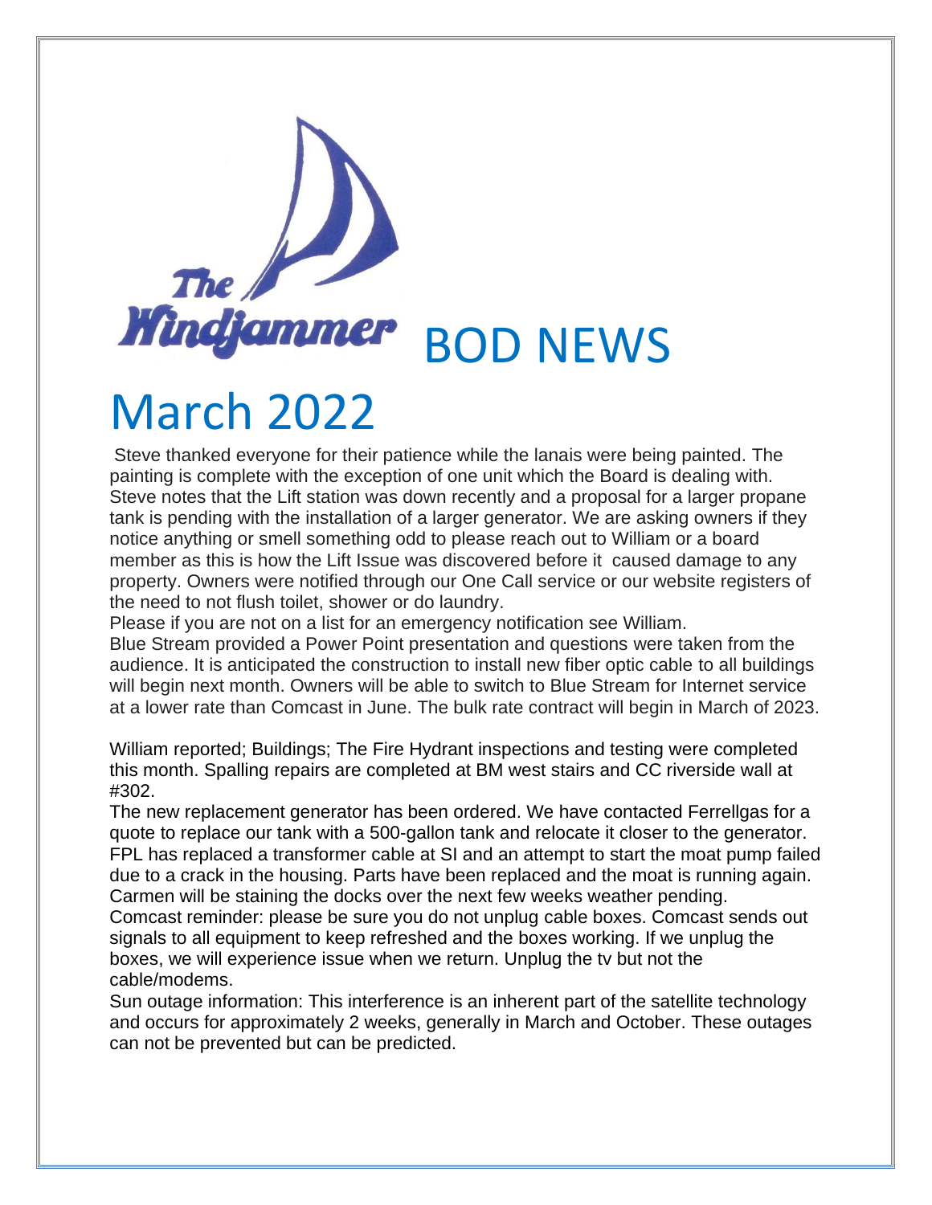# The Windjammer BOD NEWS

# March 2022

Steve thanked everyone for their patience while the lanais were being painted. The painting is complete with the exception of one unit which the Board is dealing with. Steve notes that the Lift station was down recently and a proposal for a larger propane tank is pending with the installation of a larger generator. We are asking owners if they notice anything or smell something odd to please reach out to William or a board member as this is how the Lift Issue was discovered before it caused damage to any property. Owners were notified through our One Call service or our website registers of the need to not flush toilet, shower or do laundry.

Please if you are not on a list for an emergency notification see William.

Blue Stream provided a Power Point presentation and questions were taken from the audience. It is anticipated the construction to install new fiber optic cable to all buildings will begin next month. Owners will be able to switch to Blue Stream for Internet service at a lower rate than Comcast in June. The bulk rate contract will begin in March of 2023.

William reported; Buildings; The Fire Hydrant inspections and testing were completed this month. Spalling repairs are completed at BM west stairs and CC riverside wall at #302.

The new replacement generator has been ordered. We have contacted Ferrellgas for a quote to replace our tank with a 500-gallon tank and relocate it closer to the generator. FPL has replaced a transformer cable at SI and an attempt to start the moat pump failed due to a crack in the housing. Parts have been replaced and the moat is running again. Carmen will be staining the docks over the next few weeks weather pending.

Comcast reminder: please be sure you do not unplug cable boxes. Comcast sends out signals to all equipment to keep refreshed and the boxes working. If we unplug the boxes, we will experience issue when we return. Unplug the tv but not the cable/modems.

Sun outage information: This interference is an inherent part of the satellite technology and occurs for approximately 2 weeks, generally in March and October. These outages can not be prevented but can be predicted.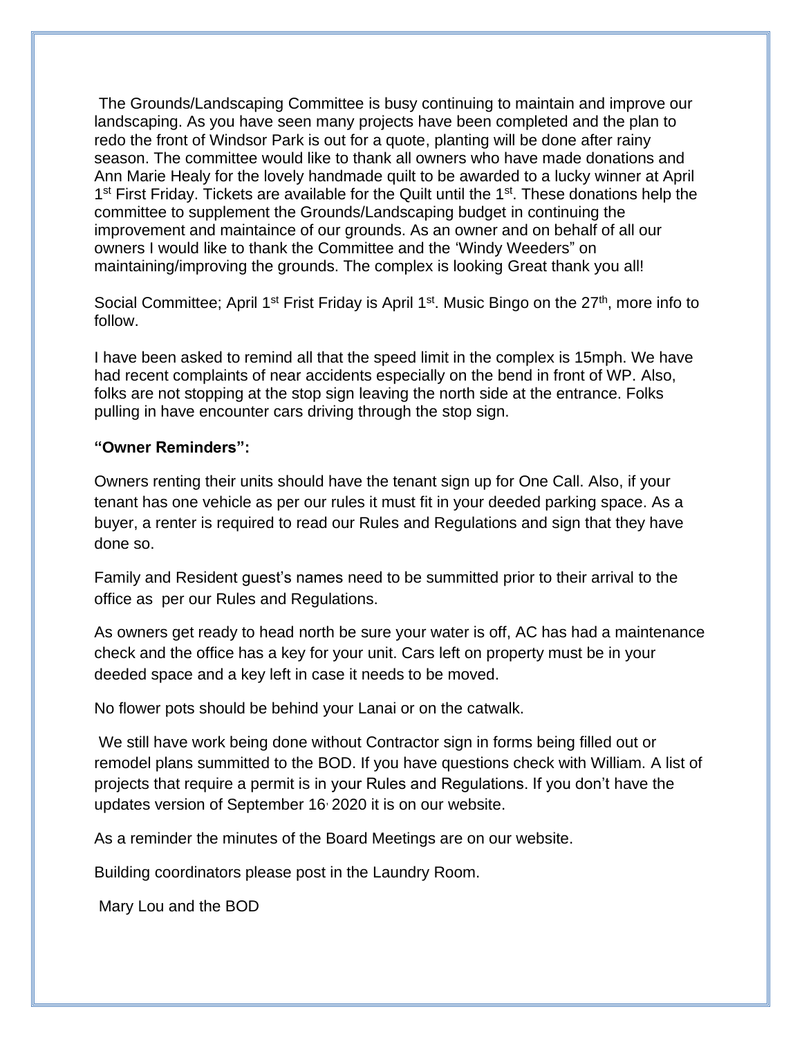The Grounds/Landscaping Committee is busy continuing to maintain and improve our landscaping. As you have seen many projects have been completed and the plan to redo the front of Windsor Park is out for a quote, planting will be done after rainy season. The committee would like to thank all owners who have made donations and Ann Marie Healy for the lovely handmade quilt to be awarded to a lucky winner at April 1st First Friday. Tickets are available for the Quilt until the 1st. These donations help the committee to supplement the Grounds/Landscaping budget in continuing the improvement and maintaince of our grounds. As an owner and on behalf of all our owners I would like to thank the Committee and the 'Windy Weeders" on maintaining/improving the grounds. The complex is looking Great thank you all!

Social Committee; April 1st Frist Friday is April 1st. Music Bingo on the 27th, more info to follow.

I have been asked to remind all that the speed limit in the complex is 15mph. We have had recent complaints of near accidents especially on the bend in front of WP. Also, folks are not stopping at the stop sign leaving the north side at the entrance. Folks pulling in have encounter cars driving through the stop sign.

**"Owner Reminders":**

Owners renting their units should have the tenant sign up for One Call. Also, if your tenant has one vehicle as per our rules it must fit in your deeded parking space. As a buyer, a renter is required to read our Rules and Regulations and sign that they have done so.

Family and Resident guest's names need to be summitted prior to their arrival to the office as per our Rules and Regulations.

As owners get ready to head north be sure your water is off, AC has had a maintenance check and the office has a key for your unit. Cars left on property must be in your deeded space and a key left in case it needs to be moved.

No flower pots should be behind your Lanai or on the catwalk.

We still have work being done without Contractor sign in forms being filled out or remodel plans summitted to the BOD. If you have questions check with William. A list of projects that require a permit is in your Rules and Regulations. If you don't have the updates version of September 16, 2020 it is on our website.

As a reminder the minutes of the Board Meetings are on our website.

Building coordinators please post in the Laundry Room.

Mary Lou and the BOD